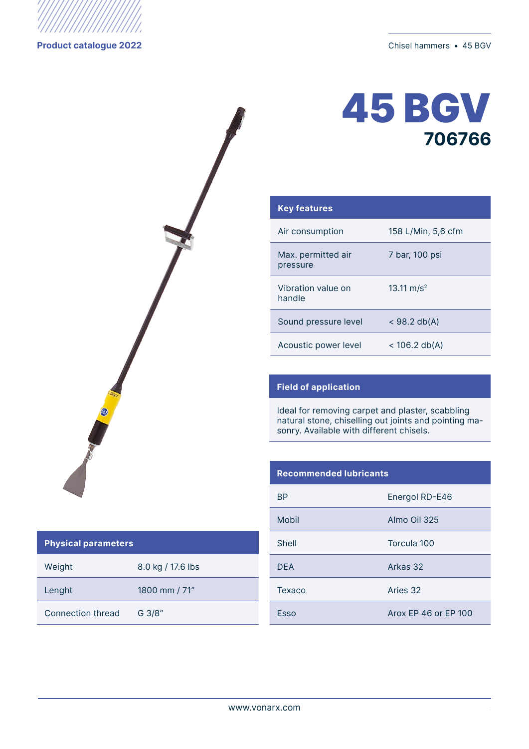Product catalogue 2022

# 45 BGV

## 706766

| Key features | |
|---|---|
| Air consumption | 158 L/Min, 5,6 cfm |
| Max. permitted air pressure | 7 bar, 100 psi |
| Vibration value on handle | 13.11 m/s$^2$ |
| Sound pressure level | < 98.2 db(A) |
| Acoustic power level | < 106.2 db(A) |

### Field of application

Ideal for removing carpet and plaster, scabbling natural stone, chiselling out joints and pointing masonry. Available with different chisels.

| Recommended lubricants | |
|---|---|
| BP | Energol RD-E46 |
| Mobil | Almo Oil 325 |
| Shell | Torcula 100 |
| DEA | Arkas 32 |
| Texaco | Aries 32 |
| Esso | Arox EP 46 or EP 100 |

| Physical parameters | |
|---|---|
| Weight | 8.0 kg / 17.6 lbs |
| Lenght | 1800 mm / 71" |
| Connection thread | G 3/8" |

www.vonarx.com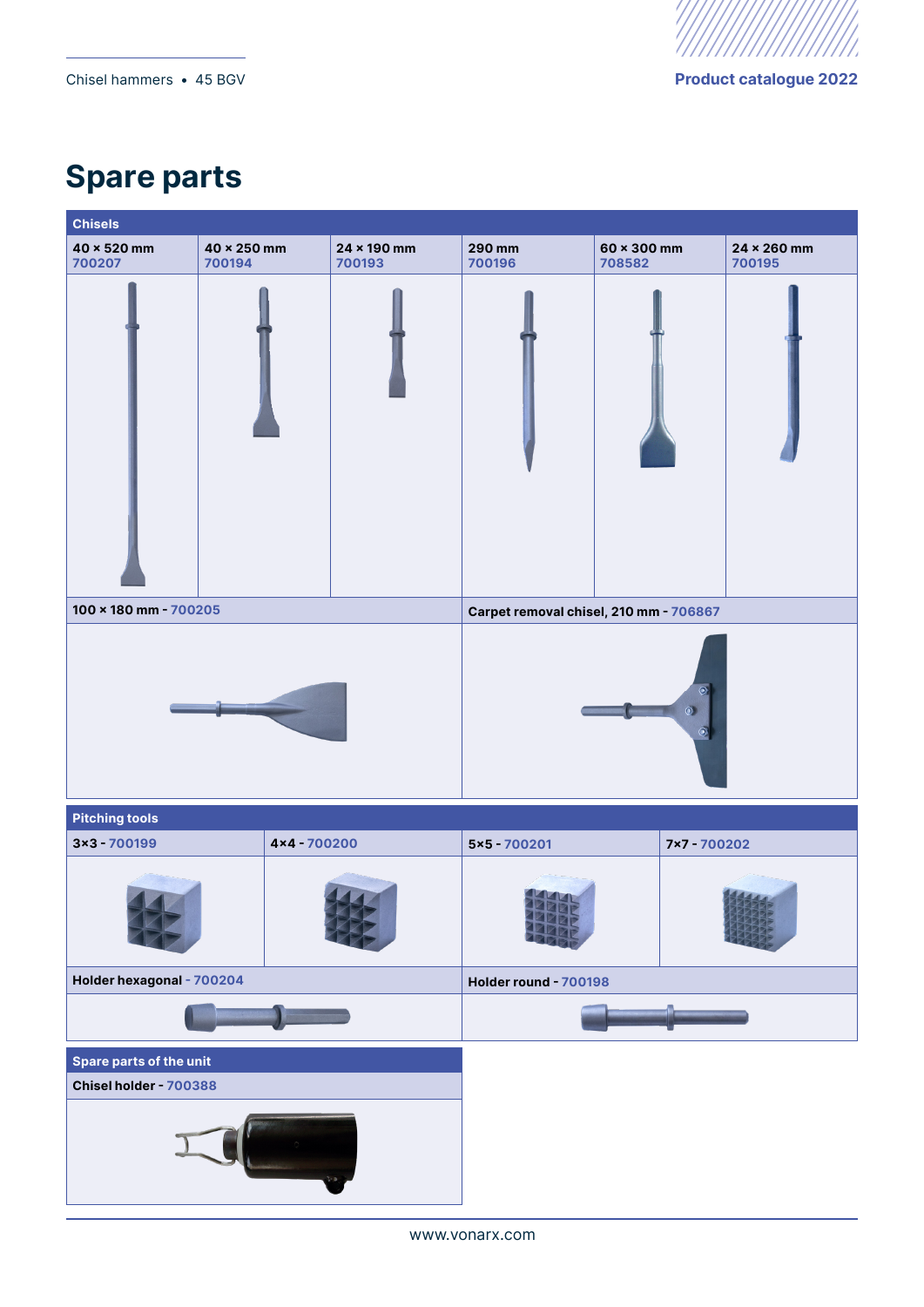# Spare parts

## Chisels

| 40 × 520 mm | 40 × 250 mm | 24 × 190 mm | 290 mm | 60 × 300 mm | 24 × 260 mm |
|---|---|---|---|---|---|
| 700207 | 700194 | 700193 | 700196 | 708582 | 700195 |

**100 × 180 mm** - 700205

**Carpet removal chisel, 210 mm** - 706867

## Pitching tools

| 3×3 | 4×4 | 5×5 | 7×7 |
|---|---|---|---|
| 700199 | 700200 | 700201 | 700202 |

**Holder hexagonal** - 700204

**Holder round** - 700198

## Spare parts of the unit

**Chisel holder** - 700388